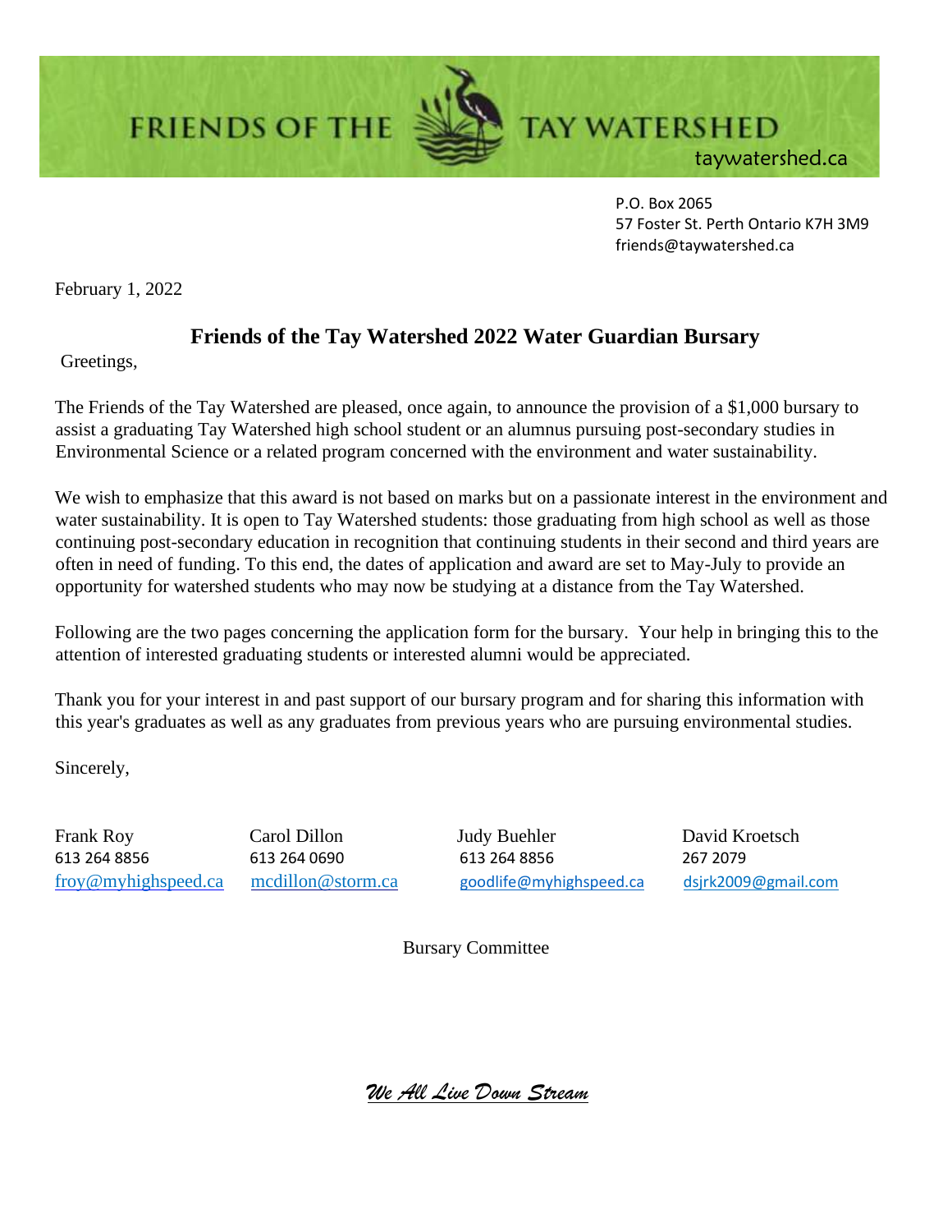FRIENDS OF THE TAY WATERSHED
taywatershed.ca

P.O. Box 2065
57 Foster St. Perth Ontario K7H 3M9
friends@taywatershed.ca

February 1, 2022

## Friends of the Tay Watershed 2022 Water Guardian Bursary

Greetings,

The Friends of the Tay Watershed are pleased, once again, to announce the provision of a $1,000 bursary to assist a graduating Tay Watershed high school student or an alumnus pursuing post-secondary studies in Environmental Science or a related program concerned with the environment and water sustainability.

We wish to emphasize that this award is not based on marks but on a passionate interest in the environment and water sustainability. It is open to Tay Watershed students: those graduating from high school as well as those continuing post-secondary education in recognition that continuing students in their second and third years are often in need of funding. To this end, the dates of application and award are set to May-July to provide an opportunity for watershed students who may now be studying at a distance from the Tay Watershed.

Following are the two pages concerning the application form for the bursary. Your help in bringing this to the attention of interested graduating students or interested alumni would be appreciated.

Thank you for your interest in and past support of our bursary program and for sharing this information with this year's graduates as well as any graduates from previous years who are pursuing environmental studies.

Sincerely,

| Frank Roy | Carol Dillon | Judy Buehler | David Kroetsch |
|---|---|---|---|
| 613 264 8856 | 613 264 0690 | 613 264 8856 | 267 2079 |
| froy@myhighspeed.ca | mcdillon@storm.ca | goodlife@myhighspeed.ca | dsjrk2009@gmail.com |

Bursary Committee

*We All Live Down Stream*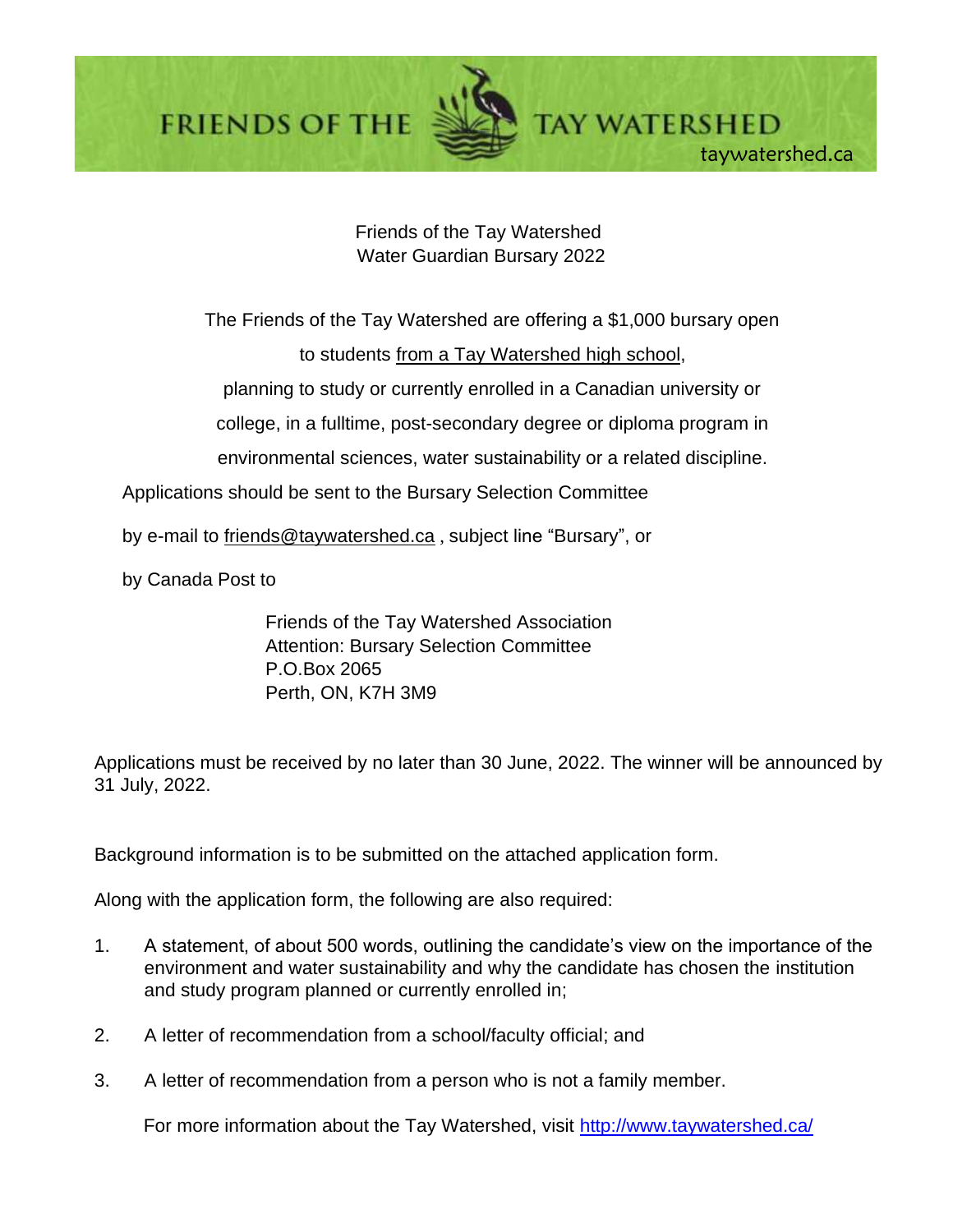FRIENDS OF THE TAY WATERSHED

taywatershed.ca

# Friends of the Tay Watershed
## Water Guardian Bursary 2022

The Friends of the Tay Watershed are offering a $1,000 bursary open to students from a Tay Watershed high school, planning to study or currently enrolled in a Canadian university or college, in a fulltime, post-secondary degree or diploma program in environmental sciences, water sustainability or a related discipline.

Applications should be sent to the Bursary Selection Committee

by e-mail to friends@taywatershed.ca , subject line "Bursary", or

by Canada Post to

Friends of the Tay Watershed Association
Attention: Bursary Selection Committee
P.O.Box 2065
Perth, ON, K7H 3M9

Applications must be received by no later than 30 June, 2022. The winner will be announced by 31 July, 2022.

Background information is to be submitted on the attached application form.

Along with the application form, the following are also required:

1. A statement, of about 500 words, outlining the candidate's view on the importance of the environment and water sustainability and why the candidate has chosen the institution and study program planned or currently enrolled in;
2. A letter of recommendation from a school/faculty official; and
3. A letter of recommendation from a person who is not a family member.

For more information about the Tay Watershed, visit http://www.taywatershed.ca/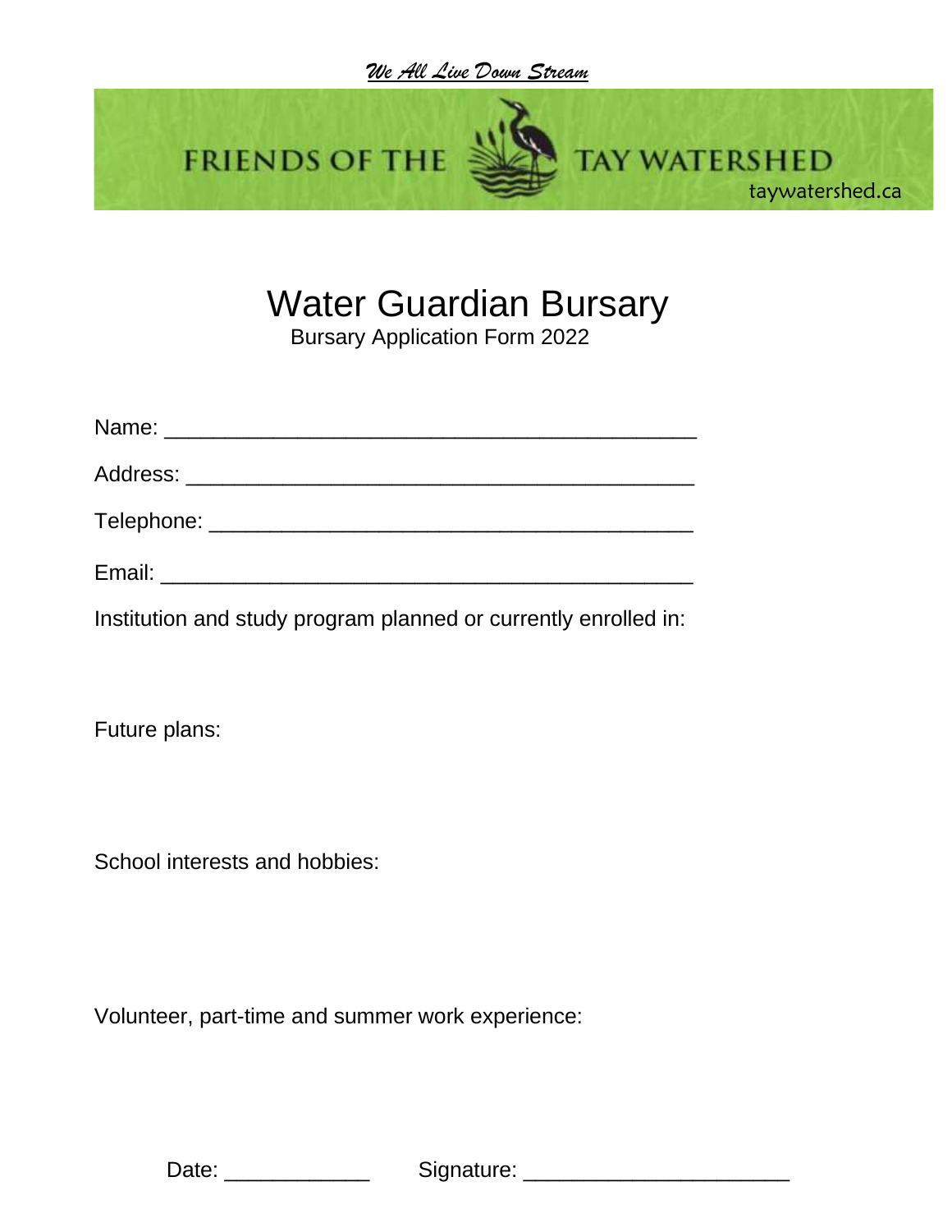*We All Live Down Stream*

FRIENDS OF THE TAY WATERSHED

taywatershed.ca

# Water Guardian Bursary

Bursary Application Form 2022

Name: ____________________________________________

Address: __________________________________________

Telephone: ________________________________________

Email: ____________________________________________

Institution and study program planned or currently enrolled in:

Future plans:

School interests and hobbies:

Volunteer, part-time and summer work experience:

Date: ____________ Signature: _____________________